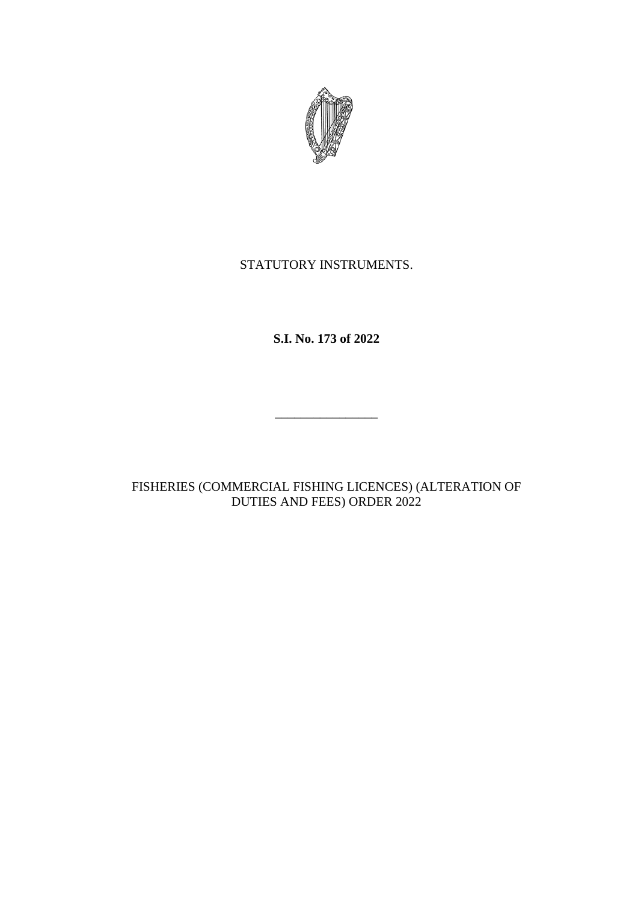STATUTORY INSTRUMENTS.

**S.I. No. 173 of 2022**

---

FISHERIES (COMMERCIAL FISHING LICENCES) (ALTERATION OF DUTIES AND FEES) ORDER 2022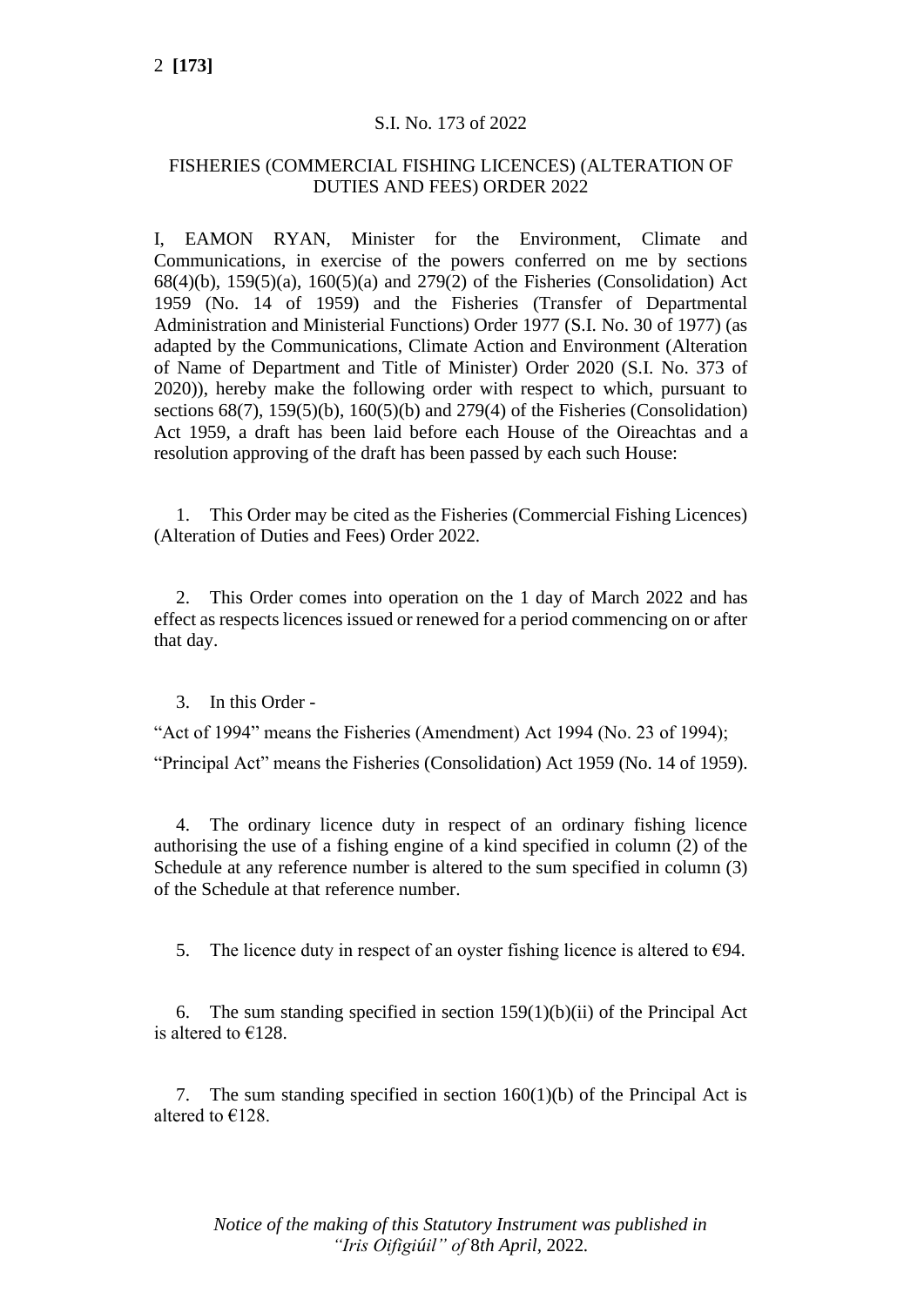S.I. No. 173 of 2022

FISHERIES (COMMERCIAL FISHING LICENCES) (ALTERATION OF DUTIES AND FEES) ORDER 2022

I, EAMON RYAN, Minister for the Environment, Climate and Communications, in exercise of the powers conferred on me by sections 68(4)(b), 159(5)(a), 160(5)(a) and 279(2) of the Fisheries (Consolidation) Act 1959 (No. 14 of 1959) and the Fisheries (Transfer of Departmental Administration and Ministerial Functions) Order 1977 (S.I. No. 30 of 1977) (as adapted by the Communications, Climate Action and Environment (Alteration of Name of Department and Title of Minister) Order 2020 (S.I. No. 373 of 2020)), hereby make the following order with respect to which, pursuant to sections 68(7), 159(5)(b), 160(5)(b) and 279(4) of the Fisheries (Consolidation) Act 1959, a draft has been laid before each House of the Oireachtas and a resolution approving of the draft has been passed by each such House:

1. This Order may be cited as the Fisheries (Commercial Fishing Licences) (Alteration of Duties and Fees) Order 2022.

2. This Order comes into operation on the 1 day of March 2022 and has effect as respects licences issued or renewed for a period commencing on or after that day.

3. In this Order -

"Act of 1994" means the Fisheries (Amendment) Act 1994 (No. 23 of 1994);

"Principal Act" means the Fisheries (Consolidation) Act 1959 (No. 14 of 1959).

4. The ordinary licence duty in respect of an ordinary fishing licence authorising the use of a fishing engine of a kind specified in column (2) of the Schedule at any reference number is altered to the sum specified in column (3) of the Schedule at that reference number.

5. The licence duty in respect of an oyster fishing licence is altered to €94.

6. The sum standing specified in section 159(1)(b)(ii) of the Principal Act is altered to €128.

7. The sum standing specified in section 160(1)(b) of the Principal Act is altered to €128.

*Notice of the making of this Statutory Instrument was published in "Iris Oifigiúil" of 8th April, 2022.*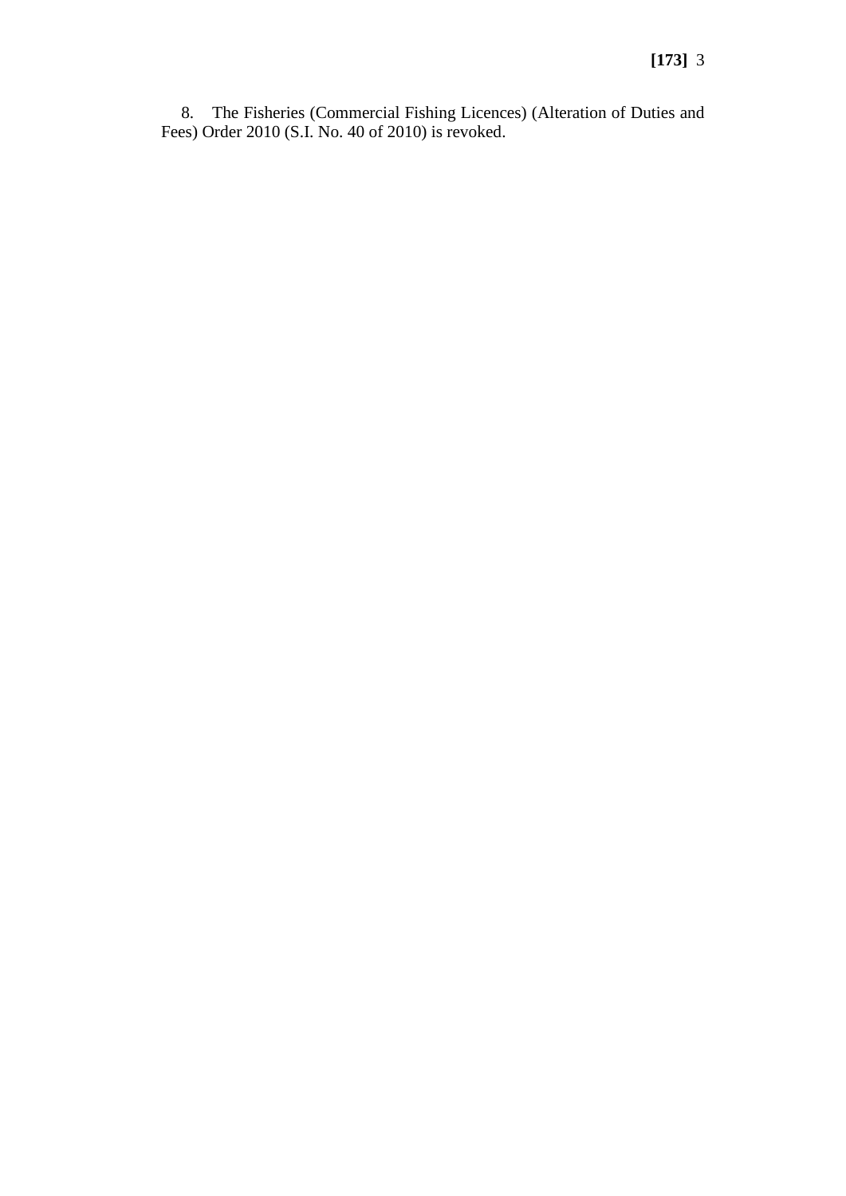8. The Fisheries (Commercial Fishing Licences) (Alteration of Duties and Fees) Order 2010 (S.I. No. 40 of 2010) is revoked.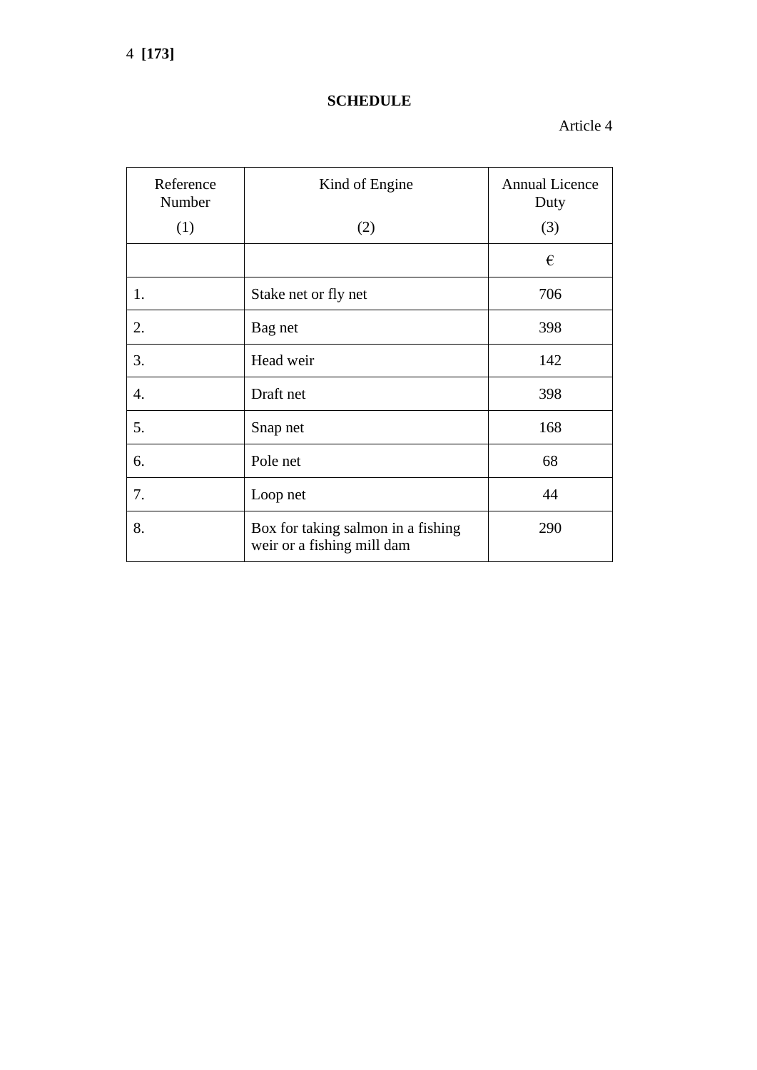## SCHEDULE

Article 4

| Reference Number | Kind of Engine | Annual Licence Duty |
|---|---|---|
| (1) | (2) | (3) |
| | | € |
| 1. | Stake net or fly net | 706 |
| 2. | Bag net | 398 |
| 3. | Head weir | 142 |
| 4. | Draft net | 398 |
| 5. | Snap net | 168 |
| 6. | Pole net | 68 |
| 7. | Loop net | 44 |
| 8. | Box for taking salmon in a fishing weir or a fishing mill dam | 290 |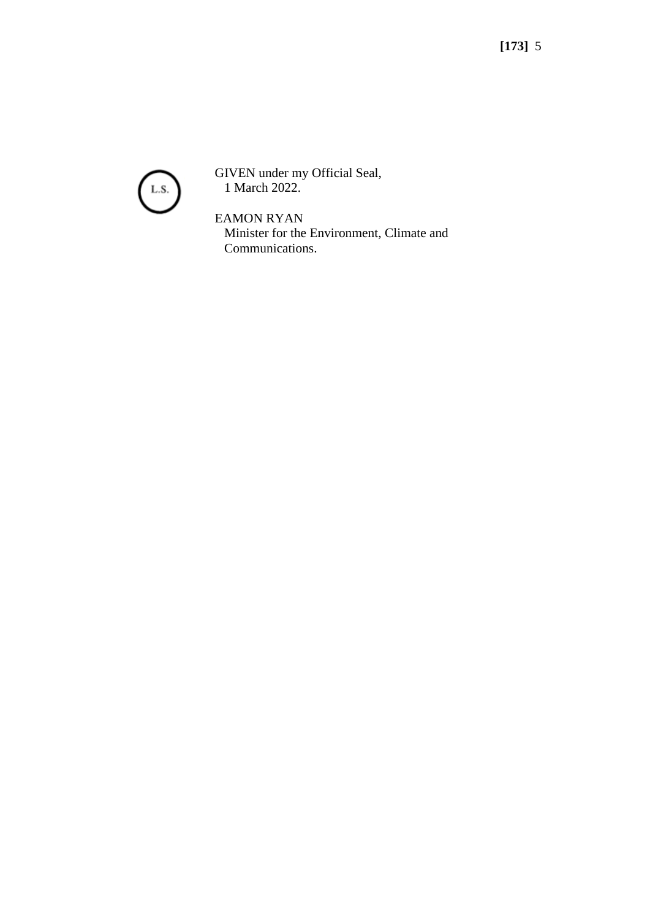L.S.

GIVEN under my Official Seal,
1 March 2022.

EAMON RYAN
Minister for the Environment, Climate and Communications.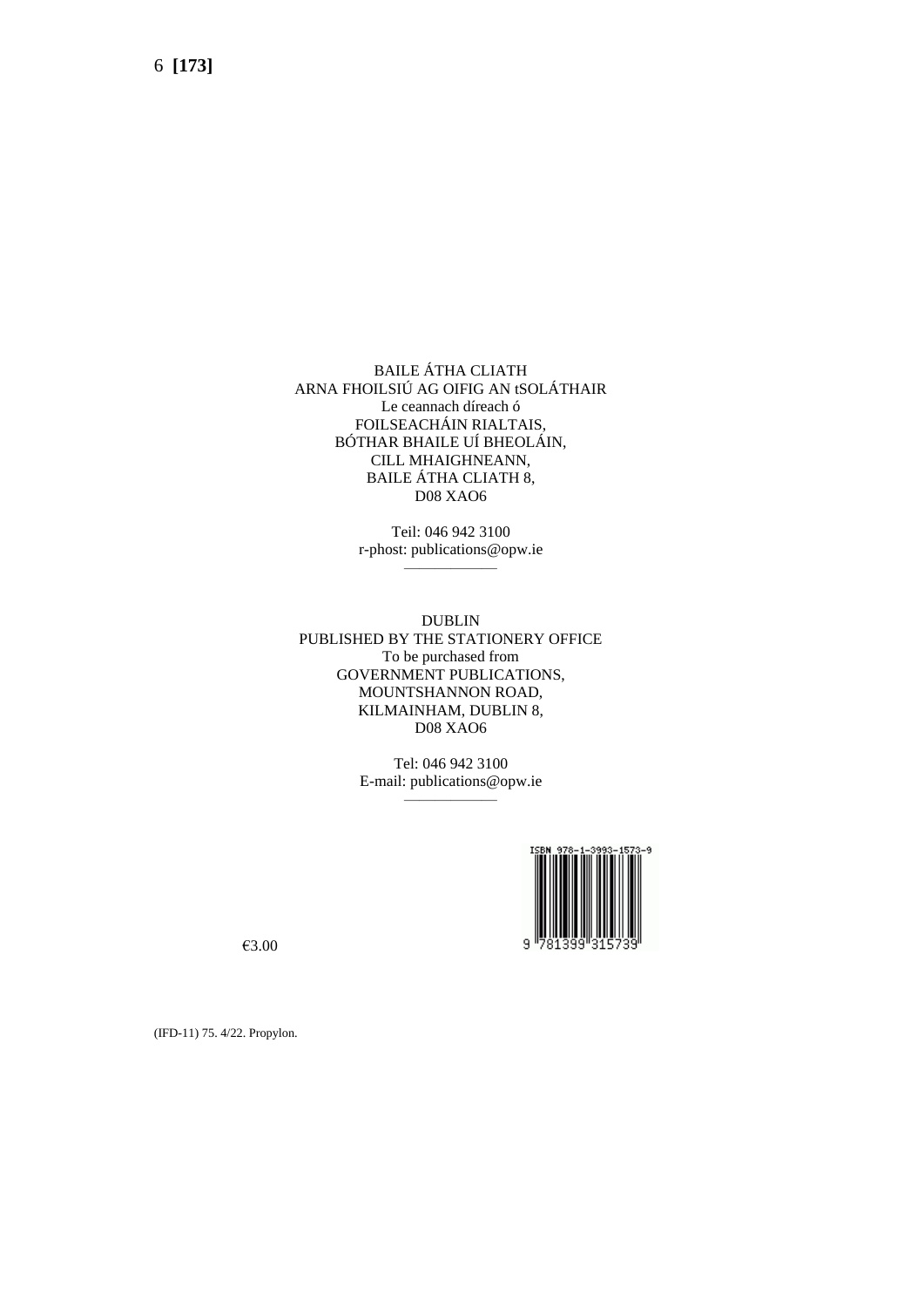[173]

BAILE ÁTHA CLIATH
ARNA FHOILSIÚ AG OIFIG AN tSOLÁTHAIR
Le ceannach díreach ó
FOILSEACHÁIN RIALTAIS,
BÓTHAR BHAILE UÍ BHEOLÁIN,
CILL MHAIGHNEANN,
BAILE ÁTHA CLIATH 8,
D08 XAO6

Teil: 046 942 3100
r-phost: publications@opw.ie

DUBLIN
PUBLISHED BY THE STATIONERY OFFICE
To be purchased from
GOVERNMENT PUBLICATIONS,
MOUNTSHANNON ROAD,
KILMAINHAM, DUBLIN 8,
D08 XAO6

Tel: 046 942 3100
E-mail: publications@opw.ie

ISBN 978-1-3993-1573-9

9 781399 315739

€3.00

(IFD-11) 75. 4/22. Propylon.